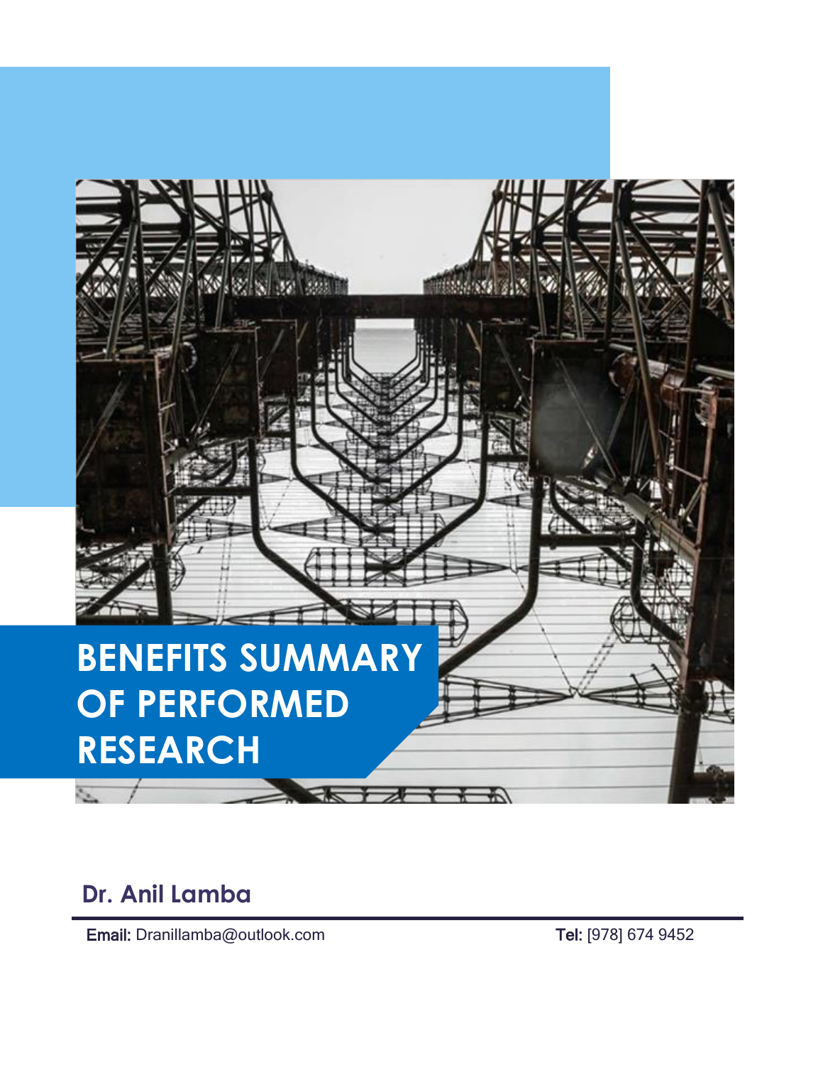# BENEFITS SUMMARY OF PERFORMED RESEARCH

## Dr. Anil Lamba

**Email:** Dranillamba@outlook.com

**Tel:** [978] 674 9452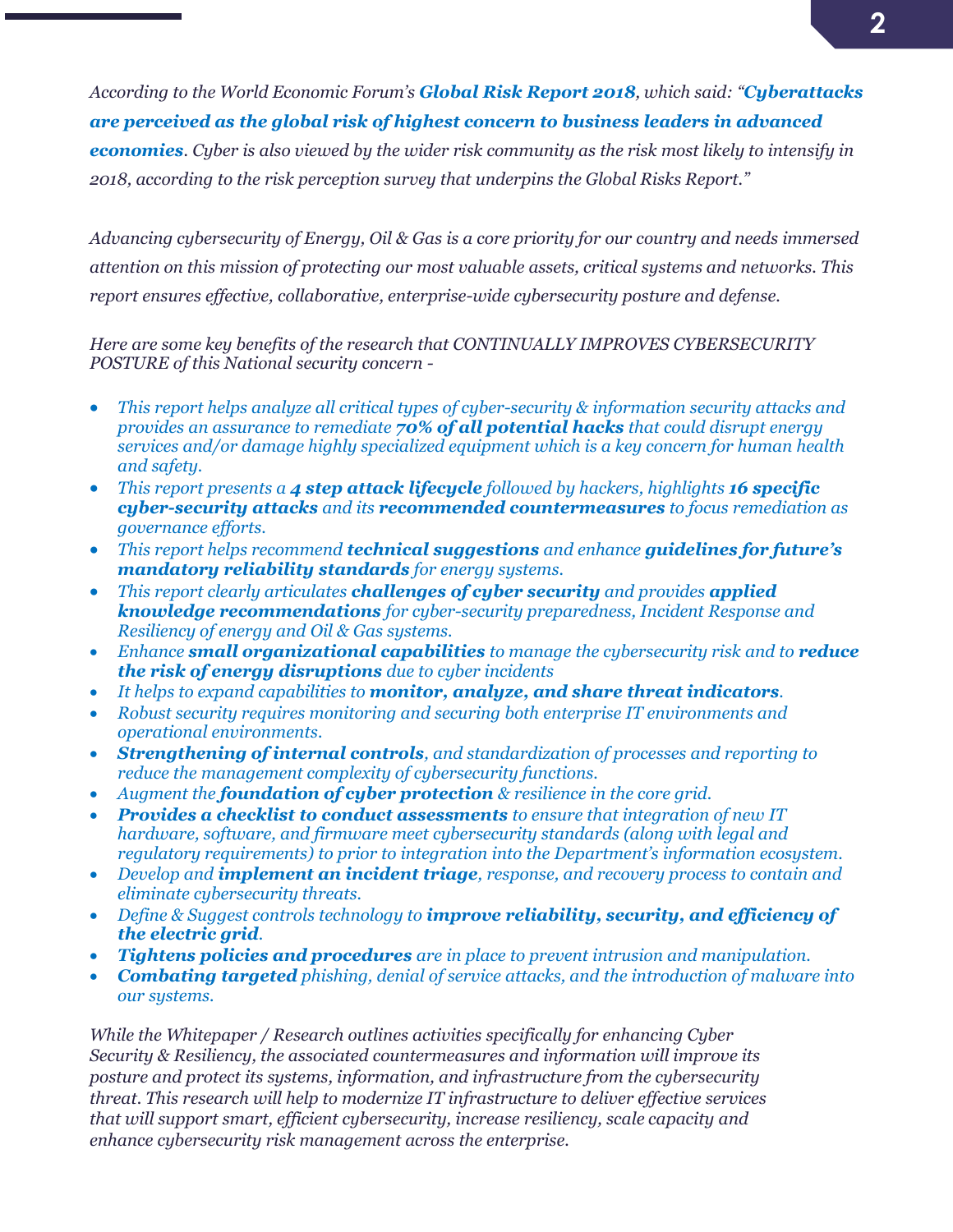*According to the World Economic Forum's **Global Risk Report 2018**, which said: "**Cyberattacks are perceived as the global risk of highest concern to business leaders in advanced economies**. Cyber is also viewed by the wider risk community as the risk most likely to intensify in 2018, according to the risk perception survey that underpins the Global Risks Report."*

*Advancing cybersecurity of Energy, Oil & Gas is a core priority for our country and needs immersed attention on this mission of protecting our most valuable assets, critical systems and networks. This report ensures effective, collaborative, enterprise-wide cybersecurity posture and defense.*

*Here are some key benefits of the research that CONTINUALLY IMPROVES CYBERSECURITY POSTURE of this National security concern -*

- *This report helps analyze all critical types of cyber-security & information security attacks and provides an assurance to remediate **70% of all potential hacks** that could disrupt energy services and/or damage highly specialized equipment which is a key concern for human health and safety.*
- *This report presents a **4 step attack lifecycle** followed by hackers, highlights **16 specific cyber-security attacks** and its **recommended countermeasures** to focus remediation as governance efforts.*
- *This report helps recommend **technical suggestions** and enhance **guidelines for future's mandatory reliability standards** for energy systems.*
- *This report clearly articulates **challenges of cyber security** and provides **applied knowledge recommendations** for cyber-security preparedness, Incident Response and Resiliency of energy and Oil & Gas systems.*
- *Enhance **small organizational capabilities** to manage the cybersecurity risk and to **reduce the risk of energy disruptions** due to cyber incidents*
- *It helps to expand capabilities to **monitor, analyze, and share threat indicators**.*
- *Robust security requires monitoring and securing both enterprise IT environments and operational environments.*
- ***Strengthening of internal controls**, and standardization of processes and reporting to reduce the management complexity of cybersecurity functions.*
- *Augment the **foundation of cyber protection** & resilience in the core grid.*
- ***Provides a checklist to conduct assessments** to ensure that integration of new IT hardware, software, and firmware meet cybersecurity standards (along with legal and regulatory requirements) to prior to integration into the Department's information ecosystem.*
- *Develop and **implement an incident triage**, response, and recovery process to contain and eliminate cybersecurity threats.*
- *Define & Suggest controls technology to **improve reliability, security, and efficiency of the electric grid**.*
- ***Tightens policies and procedures** are in place to prevent intrusion and manipulation.*
- ***Combating targeted** phishing, denial of service attacks, and the introduction of malware into our systems.*

*While the Whitepaper / Research outlines activities specifically for enhancing Cyber Security & Resiliency, the associated countermeasures and information will improve its posture and protect its systems, information, and infrastructure from the cybersecurity threat. This research will help to modernize IT infrastructure to deliver effective services that will support smart, efficient cybersecurity, increase resiliency, scale capacity and enhance cybersecurity risk management across the enterprise.*